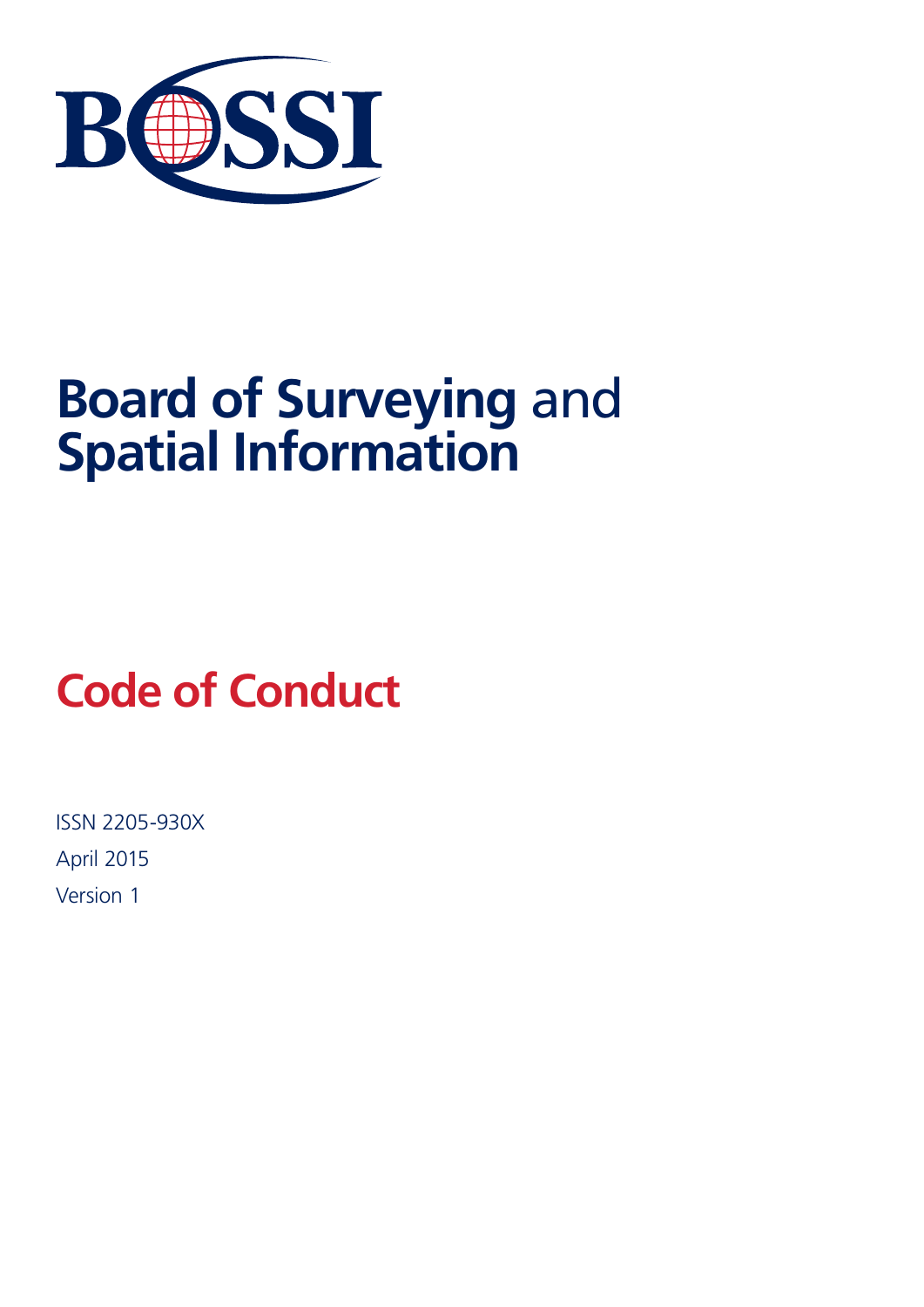BOSSI

# Board of Surveying and Spatial Information

## Code of Conduct

ISSN 2205-930X

April 2015

Version 1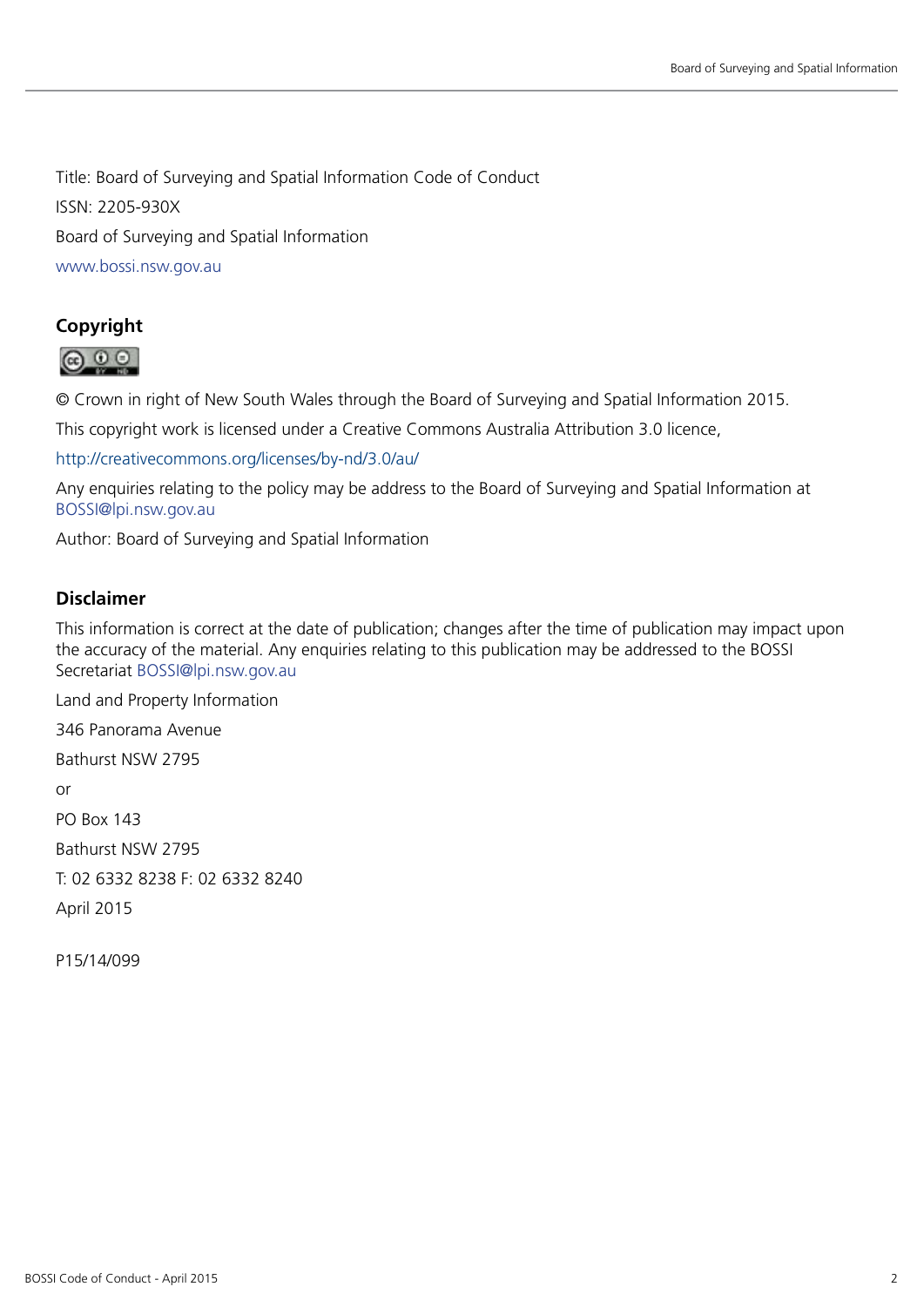Title: Board of Surveying and Spatial Information Code of Conduct

ISSN: 2205-930X

Board of Surveying and Spatial Information

www.bossi.nsw.gov.au

## Copyright

© Crown in right of New South Wales through the Board of Surveying and Spatial Information 2015.

This copyright work is licensed under a Creative Commons Australia Attribution 3.0 licence,

http://creativecommons.org/licenses/by-nd/3.0/au/

Any enquiries relating to the policy may be address to the Board of Surveying and Spatial Information at BOSSI@lpi.nsw.gov.au

Author: Board of Surveying and Spatial Information

## Disclaimer

This information is correct at the date of publication; changes after the time of publication may impact upon the accuracy of the material. Any enquiries relating to this publication may be addressed to the BOSSI Secretariat BOSSI@lpi.nsw.gov.au

Land and Property Information

346 Panorama Avenue

Bathurst NSW 2795

or

PO Box 143

Bathurst NSW 2795

T: 02 6332 8238 F: 02 6332 8240

April 2015

P15/14/099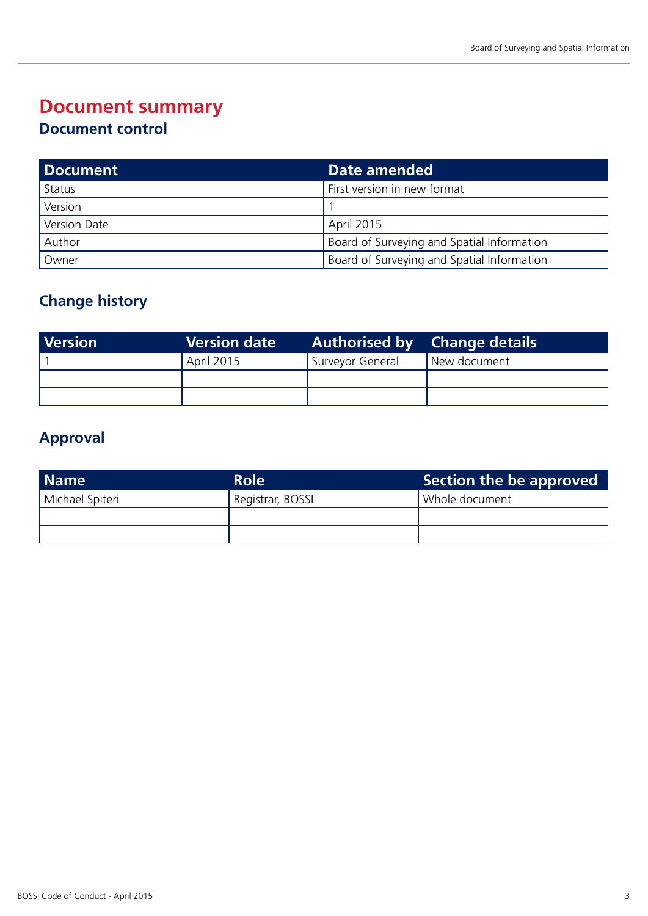# Document summary

## Document control

| Document | Date amended |
| --- | --- |
| Status | First version in new format |
| Version | 1 |
| Version Date | April 2015 |
| Author | Board of Surveying and Spatial Information |
| Owner | Board of Surveying and Spatial Information |

## Change history

| Version | Version date | Authorised by | Change details |
| --- | --- | --- | --- |
| 1 | April 2015 | Surveyor General | New document |
| | | | |
| | | | |

## Approval

| Name | Role | Section the be approved |
| --- | --- | --- |
| Michael Spiteri | Registrar, BOSSI | Whole document |
| | | |
| | | |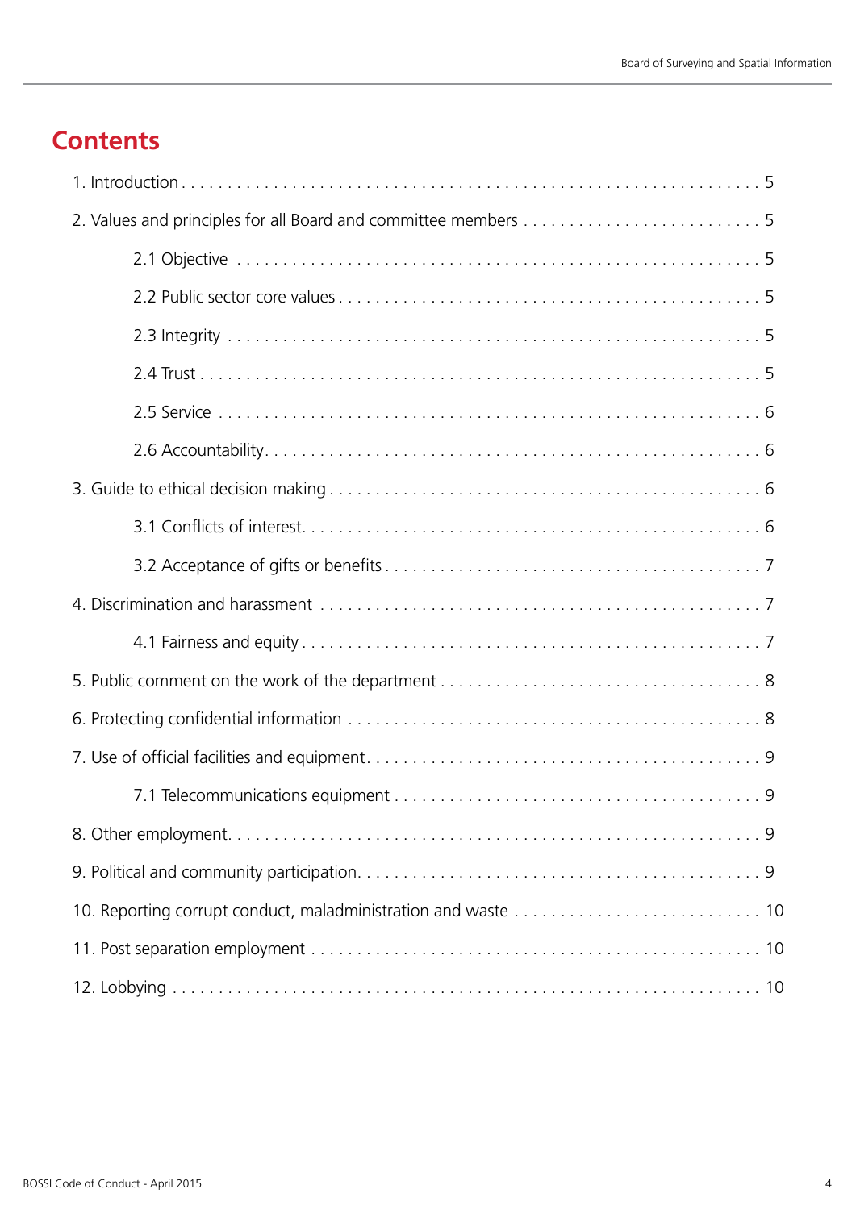# Contents

1. Introduction . . . . . . . . . . . . . . . . . . . . . . . . . . . . . . . . . . . . . . . . . . . . . . . . . . . . . . . . . . . . . 5

2. Values and principles for all Board and committee members . . . . . . . . . . . . . . . . . . . . . . . . . . 5

    2.1 Objective . . . . . . . . . . . . . . . . . . . . . . . . . . . . . . . . . . . . . . . . . . . . . . . . . . . . . . . 5

    2.2 Public sector core values . . . . . . . . . . . . . . . . . . . . . . . . . . . . . . . . . . . . . . . . . . . . 5

    2.3 Integrity . . . . . . . . . . . . . . . . . . . . . . . . . . . . . . . . . . . . . . . . . . . . . . . . . . . . . . . 5

    2.4 Trust . . . . . . . . . . . . . . . . . . . . . . . . . . . . . . . . . . . . . . . . . . . . . . . . . . . . . . . . . 5

    2.5 Service . . . . . . . . . . . . . . . . . . . . . . . . . . . . . . . . . . . . . . . . . . . . . . . . . . . . . . . . 6

    2.6 Accountability . . . . . . . . . . . . . . . . . . . . . . . . . . . . . . . . . . . . . . . . . . . . . . . . . . . 6

3. Guide to ethical decision making . . . . . . . . . . . . . . . . . . . . . . . . . . . . . . . . . . . . . . . . . . . 6

    3.1 Conflicts of interest . . . . . . . . . . . . . . . . . . . . . . . . . . . . . . . . . . . . . . . . . . . . . . . . 6

    3.2 Acceptance of gifts or benefits . . . . . . . . . . . . . . . . . . . . . . . . . . . . . . . . . . . . . . . . . 7

4. Discrimination and harassment . . . . . . . . . . . . . . . . . . . . . . . . . . . . . . . . . . . . . . . . . . . . 7

    4.1 Fairness and equity . . . . . . . . . . . . . . . . . . . . . . . . . . . . . . . . . . . . . . . . . . . . . . . . . 7

5. Public comment on the work of the department . . . . . . . . . . . . . . . . . . . . . . . . . . . . . . . . . 8

6. Protecting confidential information . . . . . . . . . . . . . . . . . . . . . . . . . . . . . . . . . . . . . . . . . 8

7. Use of official facilities and equipment . . . . . . . . . . . . . . . . . . . . . . . . . . . . . . . . . . . . . . . 9

    7.1 Telecommunications equipment . . . . . . . . . . . . . . . . . . . . . . . . . . . . . . . . . . . . . . . . 9

8. Other employment . . . . . . . . . . . . . . . . . . . . . . . . . . . . . . . . . . . . . . . . . . . . . . . . . . . 9

9. Political and community participation . . . . . . . . . . . . . . . . . . . . . . . . . . . . . . . . . . . . . . . 9

10. Reporting corrupt conduct, maladministration and waste . . . . . . . . . . . . . . . . . . . . . . . . . . 10

11. Post separation employment . . . . . . . . . . . . . . . . . . . . . . . . . . . . . . . . . . . . . . . . . . . . 10

12. Lobbying . . . . . . . . . . . . . . . . . . . . . . . . . . . . . . . . . . . . . . . . . . . . . . . . . . . . . . . . 10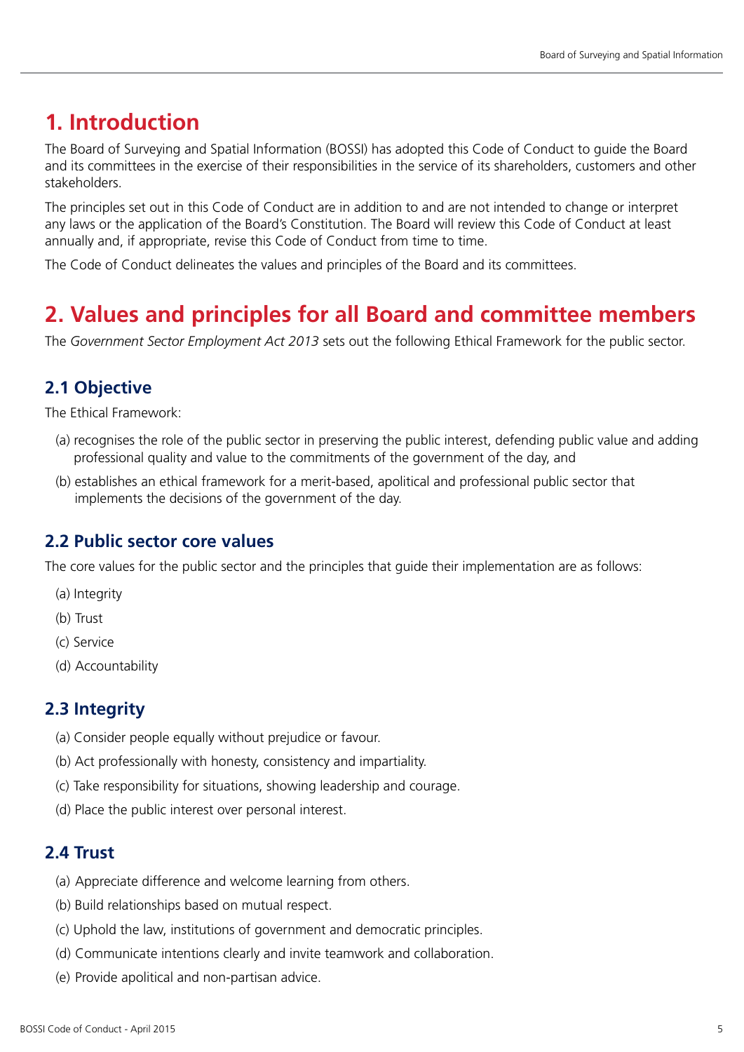# 1. Introduction

The Board of Surveying and Spatial Information (BOSSI) has adopted this Code of Conduct to guide the Board and its committees in the exercise of their responsibilities in the service of its shareholders, customers and other stakeholders.

The principles set out in this Code of Conduct are in addition to and are not intended to change or interpret any laws or the application of the Board's Constitution. The Board will review this Code of Conduct at least annually and, if appropriate, revise this Code of Conduct from time to time.

The Code of Conduct delineates the values and principles of the Board and its committees.

# 2. Values and principles for all Board and committee members

The *Government Sector Employment Act 2013* sets out the following Ethical Framework for the public sector.

## 2.1 Objective

The Ethical Framework:

(a) recognises the role of the public sector in preserving the public interest, defending public value and adding professional quality and value to the commitments of the government of the day, and

(b) establishes an ethical framework for a merit-based, apolitical and professional public sector that implements the decisions of the government of the day.

## 2.2 Public sector core values

The core values for the public sector and the principles that guide their implementation are as follows:

(a) Integrity

(b) Trust

(c) Service

(d) Accountability

## 2.3 Integrity

(a) Consider people equally without prejudice or favour.

(b) Act professionally with honesty, consistency and impartiality.

(c) Take responsibility for situations, showing leadership and courage.

(d) Place the public interest over personal interest.

## 2.4 Trust

(a) Appreciate difference and welcome learning from others.

(b) Build relationships based on mutual respect.

(c) Uphold the law, institutions of government and democratic principles.

(d) Communicate intentions clearly and invite teamwork and collaboration.

(e) Provide apolitical and non-partisan advice.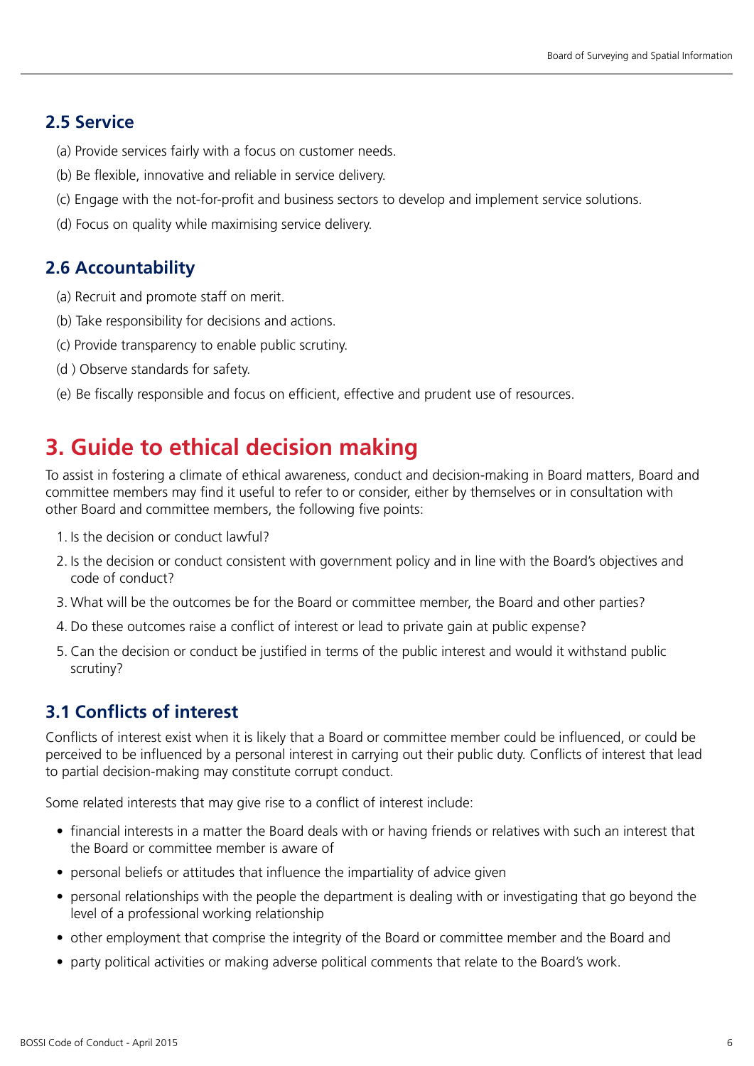## 2.5 Service

(a) Provide services fairly with a focus on customer needs.

(b) Be flexible, innovative and reliable in service delivery.

(c) Engage with the not-for-profit and business sectors to develop and implement service solutions.

(d) Focus on quality while maximising service delivery.

## 2.6 Accountability

(a) Recruit and promote staff on merit.

(b) Take responsibility for decisions and actions.

(c) Provide transparency to enable public scrutiny.

(d ) Observe standards for safety.

(e) Be fiscally responsible and focus on efficient, effective and prudent use of resources.

# 3. Guide to ethical decision making

To assist in fostering a climate of ethical awareness, conduct and decision-making in Board matters, Board and committee members may find it useful to refer to or consider, either by themselves or in consultation with other Board and committee members, the following five points:

1. Is the decision or conduct lawful?
2. Is the decision or conduct consistent with government policy and in line with the Board's objectives and code of conduct?
3. What will be the outcomes be for the Board or committee member, the Board and other parties?
4. Do these outcomes raise a conflict of interest or lead to private gain at public expense?
5. Can the decision or conduct be justified in terms of the public interest and would it withstand public scrutiny?

## 3.1 Conflicts of interest

Conflicts of interest exist when it is likely that a Board or committee member could be influenced, or could be perceived to be influenced by a personal interest in carrying out their public duty. Conflicts of interest that lead to partial decision-making may constitute corrupt conduct.

Some related interests that may give rise to a conflict of interest include:

- financial interests in a matter the Board deals with or having friends or relatives with such an interest that the Board or committee member is aware of
- personal beliefs or attitudes that influence the impartiality of advice given
- personal relationships with the people the department is dealing with or investigating that go beyond the level of a professional working relationship
- other employment that comprise the integrity of the Board or committee member and the Board and
- party political activities or making adverse political comments that relate to the Board's work.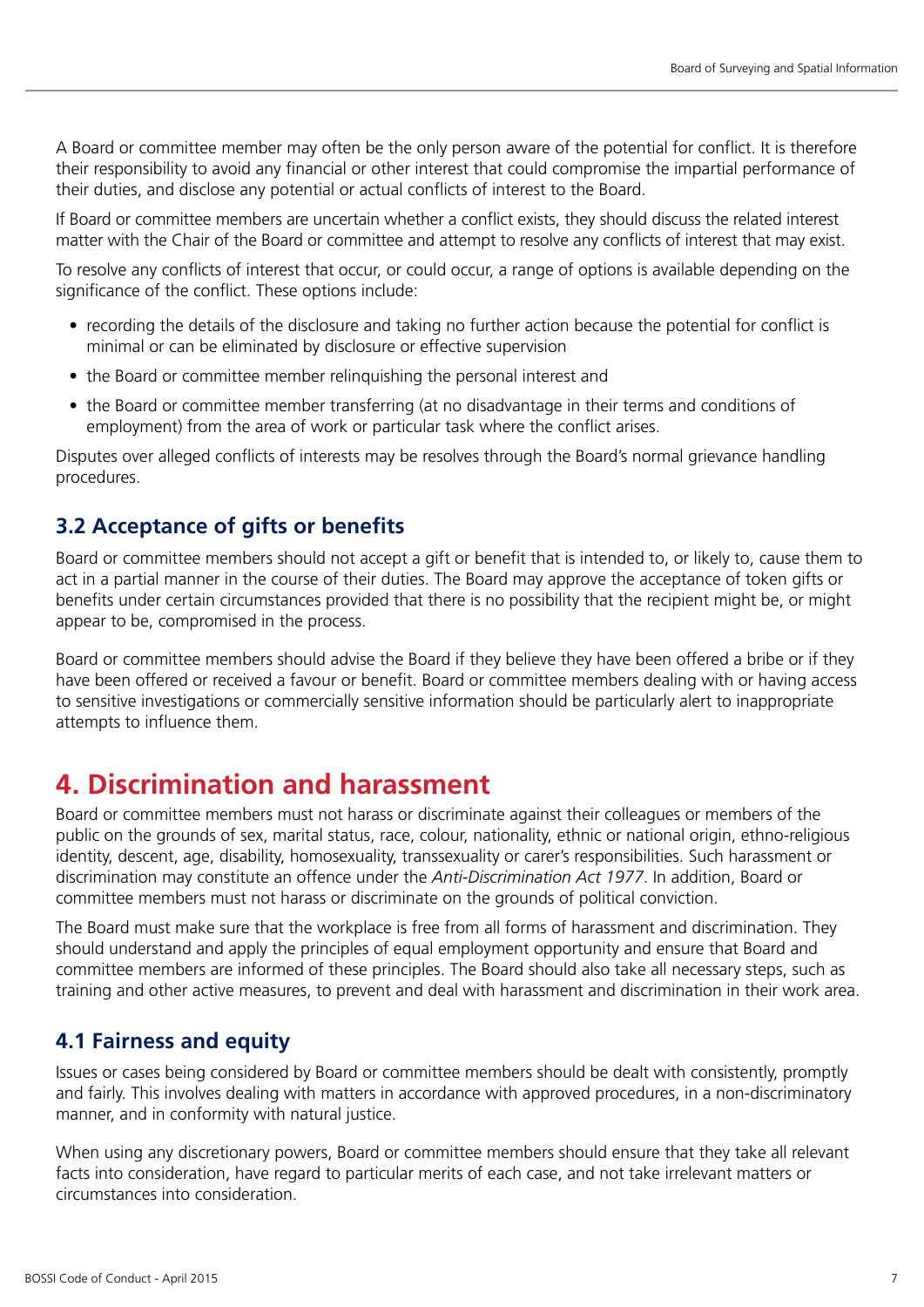A Board or committee member may often be the only person aware of the potential for conflict. It is therefore their responsibility to avoid any financial or other interest that could compromise the impartial performance of their duties, and disclose any potential or actual conflicts of interest to the Board.

If Board or committee members are uncertain whether a conflict exists, they should discuss the related interest matter with the Chair of the Board or committee and attempt to resolve any conflicts of interest that may exist.

To resolve any conflicts of interest that occur, or could occur, a range of options is available depending on the significance of the conflict. These options include:

- recording the details of the disclosure and taking no further action because the potential for conflict is minimal or can be eliminated by disclosure or effective supervision
- the Board or committee member relinquishing the personal interest and
- the Board or committee member transferring (at no disadvantage in their terms and conditions of employment) from the area of work or particular task where the conflict arises.

Disputes over alleged conflicts of interests may be resolves through the Board's normal grievance handling procedures.

### 3.2 Acceptance of gifts or benefits

Board or committee members should not accept a gift or benefit that is intended to, or likely to, cause them to act in a partial manner in the course of their duties. The Board may approve the acceptance of token gifts or benefits under certain circumstances provided that there is no possibility that the recipient might be, or might appear to be, compromised in the process.

Board or committee members should advise the Board if they believe they have been offered a bribe or if they have been offered or received a favour or benefit. Board or committee members dealing with or having access to sensitive investigations or commercially sensitive information should be particularly alert to inappropriate attempts to influence them.

## 4. Discrimination and harassment

Board or committee members must not harass or discriminate against their colleagues or members of the public on the grounds of sex, marital status, race, colour, nationality, ethnic or national origin, ethno-religious identity, descent, age, disability, homosexuality, transsexuality or carer's responsibilities. Such harassment or discrimination may constitute an offence under the *Anti-Discrimination Act 1977*. In addition, Board or committee members must not harass or discriminate on the grounds of political conviction.

The Board must make sure that the workplace is free from all forms of harassment and discrimination. They should understand and apply the principles of equal employment opportunity and ensure that Board and committee members are informed of these principles. The Board should also take all necessary steps, such as training and other active measures, to prevent and deal with harassment and discrimination in their work area.

### 4.1 Fairness and equity

Issues or cases being considered by Board or committee members should be dealt with consistently, promptly and fairly. This involves dealing with matters in accordance with approved procedures, in a non-discriminatory manner, and in conformity with natural justice.

When using any discretionary powers, Board or committee members should ensure that they take all relevant facts into consideration, have regard to particular merits of each case, and not take irrelevant matters or circumstances into consideration.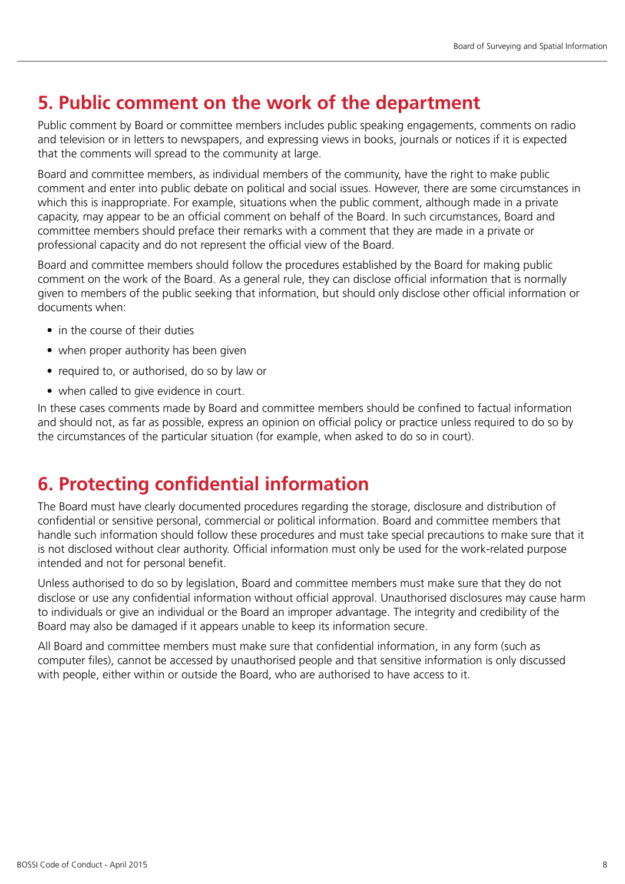## 5. Public comment on the work of the department

Public comment by Board or committee members includes public speaking engagements, comments on radio and television or in letters to newspapers, and expressing views in books, journals or notices if it is expected that the comments will spread to the community at large.

Board and committee members, as individual members of the community, have the right to make public comment and enter into public debate on political and social issues. However, there are some circumstances in which this is inappropriate. For example, situations when the public comment, although made in a private capacity, may appear to be an official comment on behalf of the Board. In such circumstances, Board and committee members should preface their remarks with a comment that they are made in a private or professional capacity and do not represent the official view of the Board.

Board and committee members should follow the procedures established by the Board for making public comment on the work of the Board. As a general rule, they can disclose official information that is normally given to members of the public seeking that information, but should only disclose other official information or documents when:

- in the course of their duties
- when proper authority has been given
- required to, or authorised, do so by law or
- when called to give evidence in court.

In these cases comments made by Board and committee members should be confined to factual information and should not, as far as possible, express an opinion on official policy or practice unless required to do so by the circumstances of the particular situation (for example, when asked to do so in court).

## 6. Protecting confidential information

The Board must have clearly documented procedures regarding the storage, disclosure and distribution of confidential or sensitive personal, commercial or political information. Board and committee members that handle such information should follow these procedures and must take special precautions to make sure that it is not disclosed without clear authority. Official information must only be used for the work-related purpose intended and not for personal benefit.

Unless authorised to do so by legislation, Board and committee members must make sure that they do not disclose or use any confidential information without official approval. Unauthorised disclosures may cause harm to individuals or give an individual or the Board an improper advantage. The integrity and credibility of the Board may also be damaged if it appears unable to keep its information secure.

All Board and committee members must make sure that confidential information, in any form (such as computer files), cannot be accessed by unauthorised people and that sensitive information is only discussed with people, either within or outside the Board, who are authorised to have access to it.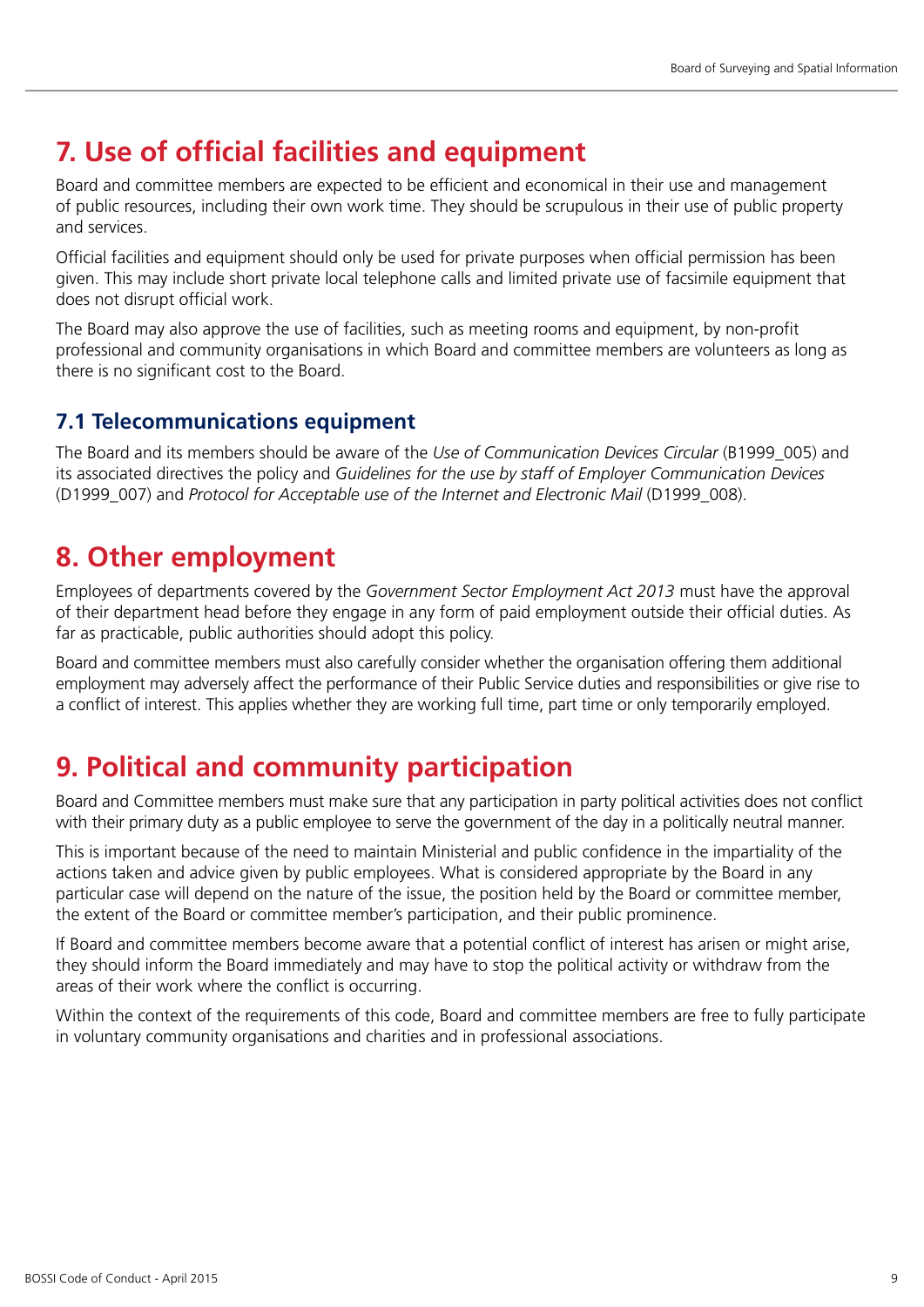## 7. Use of official facilities and equipment

Board and committee members are expected to be efficient and economical in their use and management of public resources, including their own work time. They should be scrupulous in their use of public property and services.

Official facilities and equipment should only be used for private purposes when official permission has been given. This may include short private local telephone calls and limited private use of facsimile equipment that does not disrupt official work.

The Board may also approve the use of facilities, such as meeting rooms and equipment, by non-profit professional and community organisations in which Board and committee members are volunteers as long as there is no significant cost to the Board.

### 7.1 Telecommunications equipment

The Board and its members should be aware of the *Use of Communication Devices Circular* (B1999_005) and its associated directives the policy and *Guidelines for the use by staff of Employer Communication Devices* (D1999_007) and *Protocol for Acceptable use of the Internet and Electronic Mail* (D1999_008).

## 8. Other employment

Employees of departments covered by the *Government Sector Employment Act 2013* must have the approval of their department head before they engage in any form of paid employment outside their official duties. As far as practicable, public authorities should adopt this policy.

Board and committee members must also carefully consider whether the organisation offering them additional employment may adversely affect the performance of their Public Service duties and responsibilities or give rise to a conflict of interest. This applies whether they are working full time, part time or only temporarily employed.

## 9. Political and community participation

Board and Committee members must make sure that any participation in party political activities does not conflict with their primary duty as a public employee to serve the government of the day in a politically neutral manner.

This is important because of the need to maintain Ministerial and public confidence in the impartiality of the actions taken and advice given by public employees. What is considered appropriate by the Board in any particular case will depend on the nature of the issue, the position held by the Board or committee member, the extent of the Board or committee member's participation, and their public prominence.

If Board and committee members become aware that a potential conflict of interest has arisen or might arise, they should inform the Board immediately and may have to stop the political activity or withdraw from the areas of their work where the conflict is occurring.

Within the context of the requirements of this code, Board and committee members are free to fully participate in voluntary community organisations and charities and in professional associations.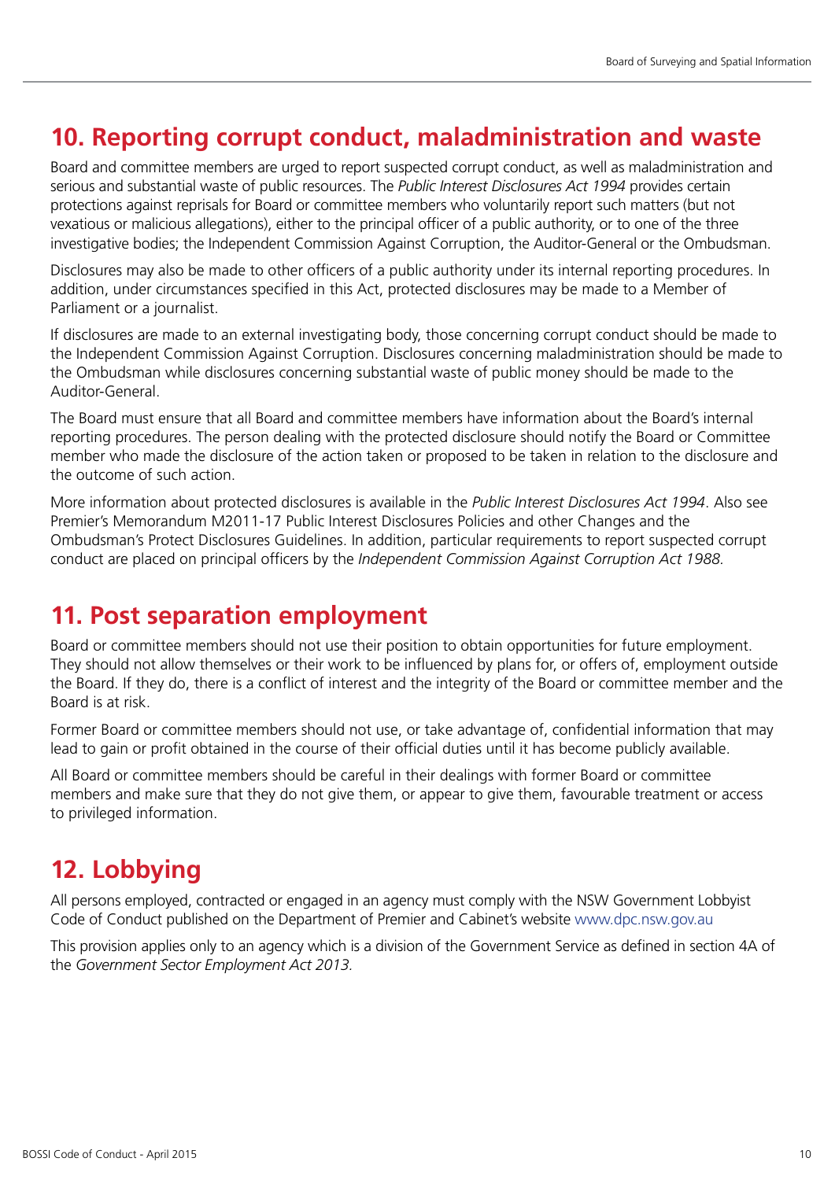## 10. Reporting corrupt conduct, maladministration and waste

Board and committee members are urged to report suspected corrupt conduct, as well as maladministration and serious and substantial waste of public resources. The *Public Interest Disclosures Act 1994* provides certain protections against reprisals for Board or committee members who voluntarily report such matters (but not vexatious or malicious allegations), either to the principal officer of a public authority, or to one of the three investigative bodies; the Independent Commission Against Corruption, the Auditor-General or the Ombudsman.

Disclosures may also be made to other officers of a public authority under its internal reporting procedures. In addition, under circumstances specified in this Act, protected disclosures may be made to a Member of Parliament or a journalist.

If disclosures are made to an external investigating body, those concerning corrupt conduct should be made to the Independent Commission Against Corruption. Disclosures concerning maladministration should be made to the Ombudsman while disclosures concerning substantial waste of public money should be made to the Auditor-General.

The Board must ensure that all Board and committee members have information about the Board's internal reporting procedures. The person dealing with the protected disclosure should notify the Board or Committee member who made the disclosure of the action taken or proposed to be taken in relation to the disclosure and the outcome of such action.

More information about protected disclosures is available in the *Public Interest Disclosures Act 1994*. Also see Premier's Memorandum M2011-17 Public Interest Disclosures Policies and other Changes and the Ombudsman's Protect Disclosures Guidelines. In addition, particular requirements to report suspected corrupt conduct are placed on principal officers by the *Independent Commission Against Corruption Act 1988.*

## 11. Post separation employment

Board or committee members should not use their position to obtain opportunities for future employment. They should not allow themselves or their work to be influenced by plans for, or offers of, employment outside the Board. If they do, there is a conflict of interest and the integrity of the Board or committee member and the Board is at risk.

Former Board or committee members should not use, or take advantage of, confidential information that may lead to gain or profit obtained in the course of their official duties until it has become publicly available.

All Board or committee members should be careful in their dealings with former Board or committee members and make sure that they do not give them, or appear to give them, favourable treatment or access to privileged information.

## 12. Lobbying

All persons employed, contracted or engaged in an agency must comply with the NSW Government Lobbyist Code of Conduct published on the Department of Premier and Cabinet's website www.dpc.nsw.gov.au

This provision applies only to an agency which is a division of the Government Service as defined in section 4A of the *Government Sector Employment Act 2013.*